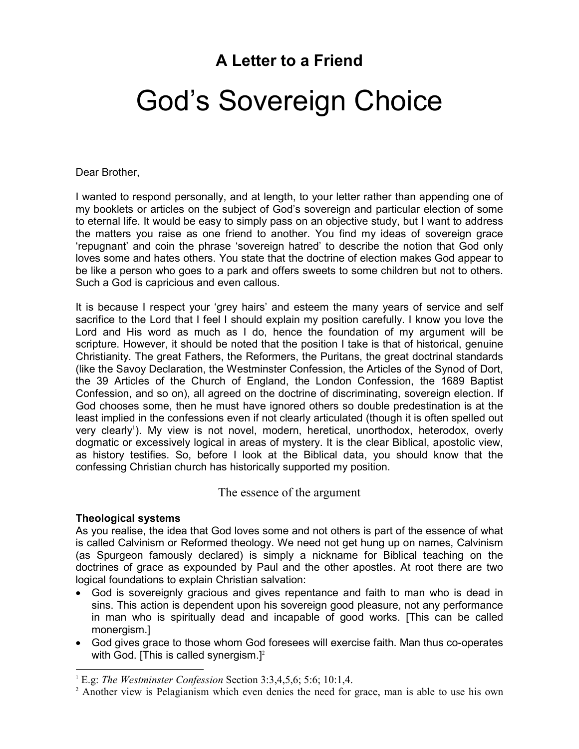# A Letter to a Friend

# God's Sovereign Choice

Dear Brother,

I wanted to respond personally, and at length, to your letter rather than appending one of my booklets or articles on the subject of God's sovereign and particular election of some to eternal life. It would be easy to simply pass on an objective study, but I want to address the matters you raise as one friend to another. You find my ideas of sovereign grace 'repugnant' and coin the phrase 'sovereign hatred' to describe the notion that God only loves some and hates others. You state that the doctrine of election makes God appear to be like a person who goes to a park and offers sweets to some children but not to others. Such a God is capricious and even callous.

It is because I respect your 'grey hairs' and esteem the many years of service and self sacrifice to the Lord that I feel I should explain my position carefully. I know you love the Lord and His word as much as I do, hence the foundation of my argument will be scripture. However, it should be noted that the position I take is that of historical, genuine Christianity. The great Fathers, the Reformers, the Puritans, the great doctrinal standards (like the Savoy Declaration, the Westminster Confession, the Articles of the Synod of Dort, the 39 Articles of the Church of England, the London Confession, the 1689 Baptist Confession, and so on), all agreed on the doctrine of discriminating, sovereign election. If God chooses some, then he must have ignored others so double predestination is at the least implied in the confessions even if not clearly articulated (though it is often spelled out very clearly[1]). My view is not novel, modern, heretical, unorthodox, heterodox, overly dogmatic or excessively logical in areas of mystery. It is the clear Biblical, apostolic view, as history testifies. So, before I look at the Biblical data, you should know that the confessing Christian church has historically supported my position.

## The essence of the argument

### Theological systems

As you realise, the idea that God loves some and not others is part of the essence of what is called Calvinism or Reformed theology. We need not get hung up on names, Calvinism (as Spurgeon famously declared) is simply a nickname for Biblical teaching on the doctrines of grace as expounded by Paul and the other apostles. At root there are two logical foundations to explain Christian salvation:

- God is sovereignly gracious and gives repentance and faith to man who is dead in sins. This action is dependent upon his sovereign good pleasure, not any performance in man who is spiritually dead and incapable of good works. [This can be called monergism.]
- God gives grace to those whom God foresees will exercise faith. Man thus co-operates with God. [This is called synergism.][2]

---

[1] E.g: *The Westminster Confession* Section 3:3,4,5,6; 5:6; 10:1,4.

[2] Another view is Pelagianism which even denies the need for grace, man is able to use his own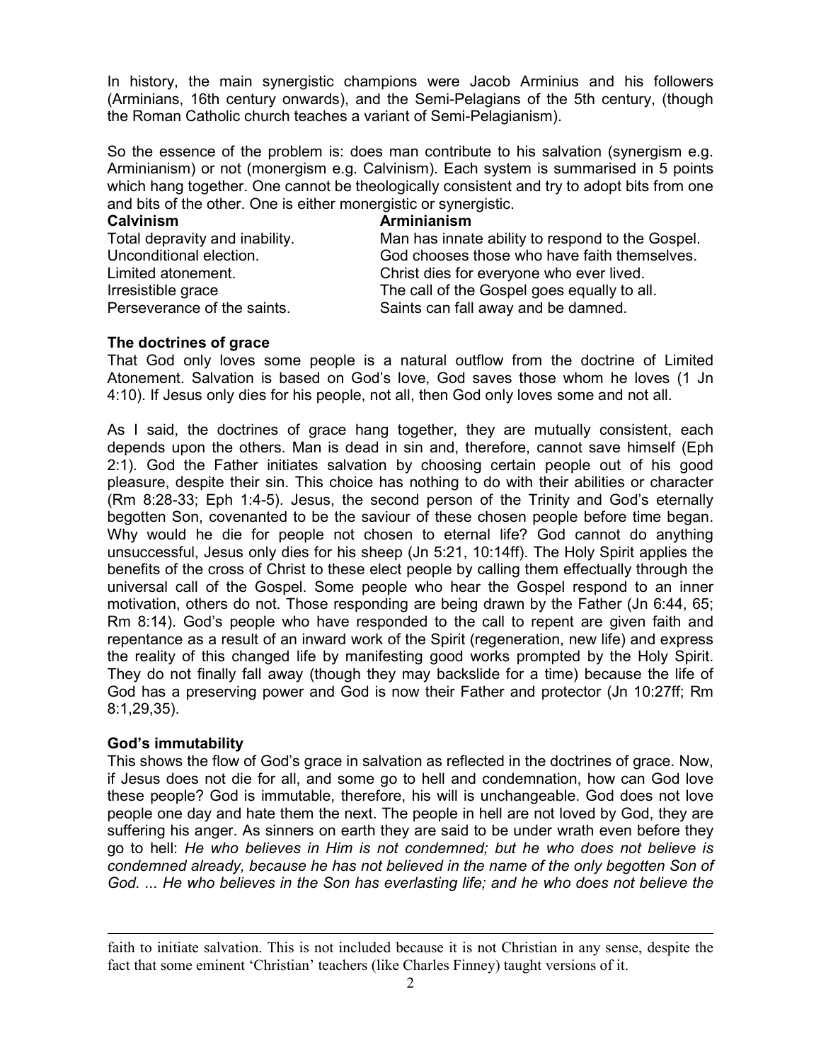In history, the main synergistic champions were Jacob Arminius and his followers (Arminians, 16th century onwards), and the Semi-Pelagians of the 5th century, (though the Roman Catholic church teaches a variant of Semi-Pelagianism).

So the essence of the problem is: does man contribute to his salvation (synergism e.g. Arminianism) or not (monergism e.g. Calvinism). Each system is summarised in 5 points which hang together. One cannot be theologically consistent and try to adopt bits from one and bits of the other. One is either monergistic or synergistic.

| **Calvinism** | **Arminianism** |
| --- | --- |
| Total depravity and inability. | Man has innate ability to respond to the Gospel. |
| Unconditional election. | God chooses those who have faith themselves. |
| Limited atonement. | Christ dies for everyone who ever lived. |
| Irresistible grace | The call of the Gospel goes equally to all. |
| Perseverance of the saints. | Saints can fall away and be damned. |

**The doctrines of grace**

That God only loves some people is a natural outflow from the doctrine of Limited Atonement. Salvation is based on God's love, God saves those whom he loves (1 Jn 4:10). If Jesus only dies for his people, not all, then God only loves some and not all.

As I said, the doctrines of grace hang together, they are mutually consistent, each depends upon the others. Man is dead in sin and, therefore, cannot save himself (Eph 2:1). God the Father initiates salvation by choosing certain people out of his good pleasure, despite their sin. This choice has nothing to do with their abilities or character (Rm 8:28-33; Eph 1:4-5). Jesus, the second person of the Trinity and God's eternally begotten Son, covenanted to be the saviour of these chosen people before time began. Why would he die for people not chosen to eternal life? God cannot do anything unsuccessful, Jesus only dies for his sheep (Jn 5:21, 10:14ff). The Holy Spirit applies the benefits of the cross of Christ to these elect people by calling them effectually through the universal call of the Gospel. Some people who hear the Gospel respond to an inner motivation, others do not. Those responding are being drawn by the Father (Jn 6:44, 65; Rm 8:14). God's people who have responded to the call to repent are given faith and repentance as a result of an inward work of the Spirit (regeneration, new life) and express the reality of this changed life by manifesting good works prompted by the Holy Spirit. They do not finally fall away (though they may backslide for a time) because the life of God has a preserving power and God is now their Father and protector (Jn 10:27ff; Rm 8:1,29,35).

**God's immutability**

This shows the flow of God's grace in salvation as reflected in the doctrines of grace. Now, if Jesus does not die for all, and some go to hell and condemnation, how can God love these people? God is immutable, therefore, his will is unchangeable. God does not love people one day and hate them the next. The people in hell are not loved by God, they are suffering his anger. As sinners on earth they are said to be under wrath even before they go to hell: *He who believes in Him is not condemned; but he who does not believe is condemned already, because he has not believed in the name of the only begotten Son of God. ... He who believes in the Son has everlasting life; and he who does not believe the*

---

faith to initiate salvation. This is not included because it is not Christian in any sense, despite the fact that some eminent 'Christian' teachers (like Charles Finney) taught versions of it.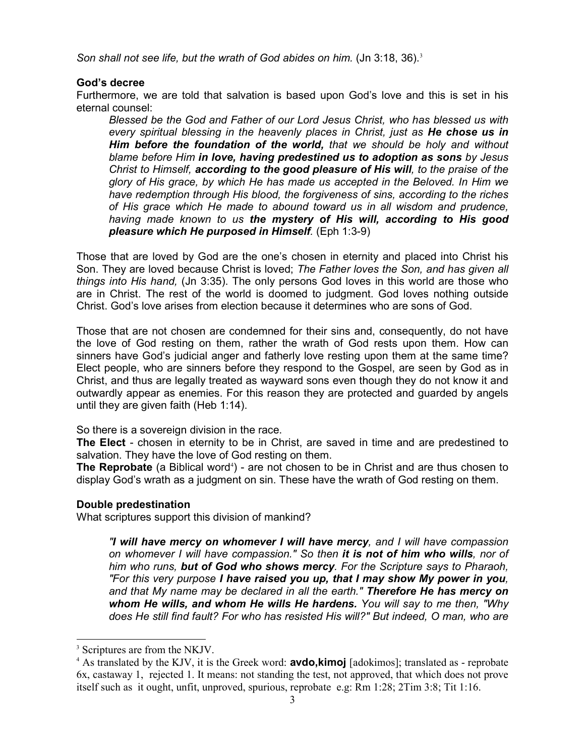*Son shall not see life, but the wrath of God abides on him.* (Jn 3:18, 36).[3]

**God's decree**

Furthermore, we are told that salvation is based upon God's love and this is set in his eternal counsel:

> *Blessed be the God and Father of our Lord Jesus Christ, who has blessed us with every spiritual blessing in the heavenly places in Christ, just as* ***He chose us in Him before the foundation of the world,*** *that we should be holy and without blame before Him* ***in love, having predestined us to adoption as sons*** *by Jesus Christ to Himself,* ***according to the good pleasure of His will****, to the praise of the glory of His grace, by which He has made us accepted in the Beloved. In Him we have redemption through His blood, the forgiveness of sins, according to the riches of His grace which He made to abound toward us in all wisdom and prudence, having made known to us* ***the mystery of His will, according to His good pleasure which He purposed in Himself****.* (Eph 1:3-9)

Those that are loved by God are the one's chosen in eternity and placed into Christ his Son. They are loved because Christ is loved; *The Father loves the Son, and has given all things into His hand,* (Jn 3:35). The only persons God loves in this world are those who are in Christ. The rest of the world is doomed to judgment. God loves nothing outside Christ. God's love arises from election because it determines who are sons of God.

Those that are not chosen are condemned for their sins and, consequently, do not have the love of God resting on them, rather the wrath of God rests upon them. How can sinners have God's judicial anger and fatherly love resting upon them at the same time? Elect people, who are sinners before they respond to the Gospel, are seen by God as in Christ, and thus are legally treated as wayward sons even though they do not know it and outwardly appear as enemies. For this reason they are protected and guarded by angels until they are given faith (Heb 1:14).

So there is a sovereign division in the race.

**The Elect** - chosen in eternity to be in Christ, are saved in time and are predestined to salvation. They have the love of God resting on them.

**The Reprobate** (a Biblical word[4]) - are not chosen to be in Christ and are thus chosen to display God's wrath as a judgment on sin. These have the wrath of God resting on them.

**Double predestination**

What scriptures support this division of mankind?

> *"****I will have mercy on whomever I will have mercy****, and I will have compassion on whomever I will have compassion." So then* ***it is not of him who wills****, nor of him who runs,* ***but of God who shows mercy****. For the Scripture says to Pharaoh, "For this very purpose* ***I have raised you up, that I may show My power in you****, and that My name may be declared in all the earth."* ***Therefore He has mercy on whom He wills, and whom He wills He hardens.*** *You will say to me then, "Why does He still find fault? For who has resisted His will?" But indeed, O man, who are*

---

[3] Scriptures are from the NKJV.

[4] As translated by the KJV, it is the Greek word: **avdo,kimoj** [adokimos]; translated as - reprobate 6x, castaway 1, rejected 1. It means: not standing the test, not approved, that which does not prove itself such as it ought, unfit, unproved, spurious, reprobate e.g: Rm 1:28; 2Tim 3:8; Tit 1:16.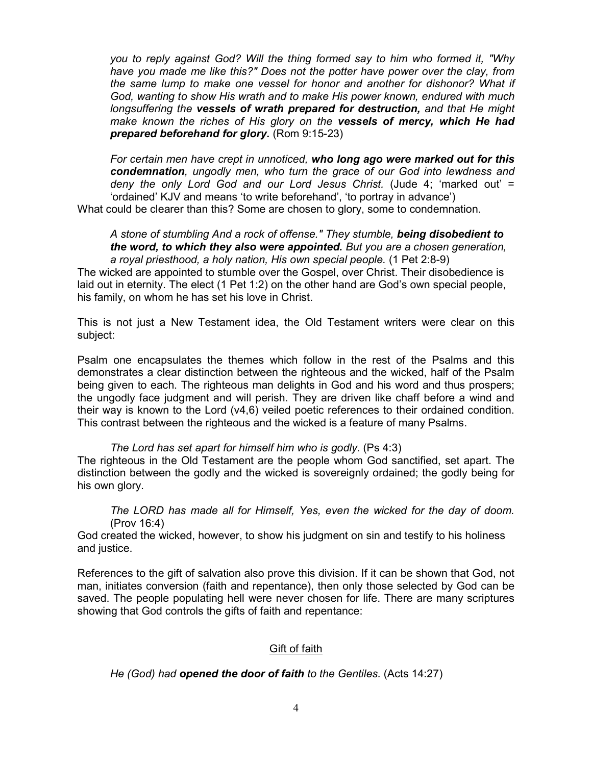*you to reply against God? Will the thing formed say to him who formed it, "Why have you made me like this?" Does not the potter have power over the clay, from the same lump to make one vessel for honor and another for dishonor? What if God, wanting to show His wrath and to make His power known, endured with much longsuffering the **vessels of wrath prepared for destruction,** and that He might make known the riches of His glory on the **vessels of mercy, which He had prepared beforehand for glory.*** (Rom 9:15-23)

> *For certain men have crept in unnoticed, **who long ago were marked out for this condemnation**, ungodly men, who turn the grace of our God into lewdness and deny the only Lord God and our Lord Jesus Christ.* (Jude 4; 'marked out' = 'ordained' KJV and means 'to write beforehand', 'to portray in advance')

What could be clearer than this? Some are chosen to glory, some to condemnation.

> *A stone of stumbling And a rock of offense." They stumble, **being disobedient to the word, to which they also were appointed.** But you are a chosen generation, a royal priesthood, a holy nation, His own special people.* (1 Pet 2:8-9)

The wicked are appointed to stumble over the Gospel, over Christ. Their disobedience is laid out in eternity. The elect (1 Pet 1:2) on the other hand are God's own special people, his family, on whom he has set his love in Christ.

This is not just a New Testament idea, the Old Testament writers were clear on this subject:

Psalm one encapsulates the themes which follow in the rest of the Psalms and this demonstrates a clear distinction between the righteous and the wicked, half of the Psalm being given to each. The righteous man delights in God and his word and thus prospers; the ungodly face judgment and will perish. They are driven like chaff before a wind and their way is known to the Lord (v4,6) veiled poetic references to their ordained condition. This contrast between the righteous and the wicked is a feature of many Psalms.

> *The Lord has set apart for himself him who is godly.* (Ps 4:3)

The righteous in the Old Testament are the people whom God sanctified, set apart. The distinction between the godly and the wicked is sovereignly ordained; the godly being for his own glory.

> *The LORD has made all for Himself, Yes, even the wicked for the day of doom.* (Prov 16:4)

God created the wicked, however, to show his judgment on sin and testify to his holiness and justice.

References to the gift of salvation also prove this division. If it can be shown that God, not man, initiates conversion (faith and repentance), then only those selected by God can be saved. The people populating hell were never chosen for life. There are many scriptures showing that God controls the gifts of faith and repentance:

## Gift of faith

> *He (God) had **opened the door of faith** to the Gentiles.* (Acts 14:27)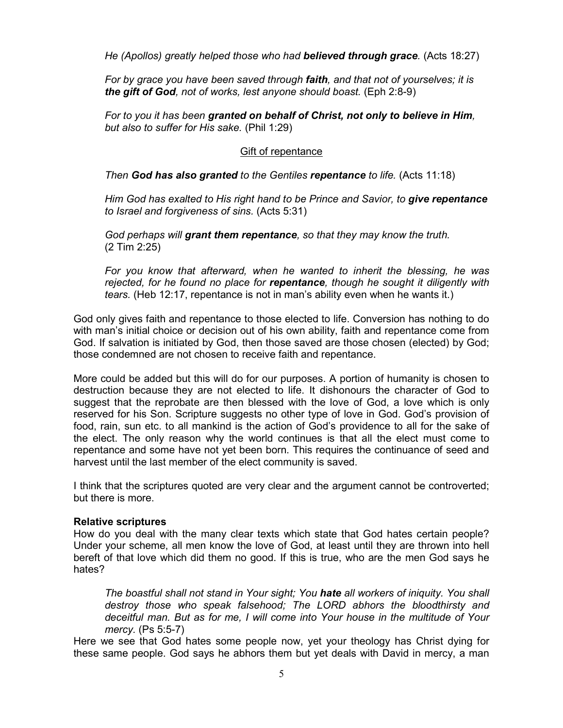*He (Apollos) greatly helped those who had **believed through grace**.* (Acts 18:27)

*For by grace you have been saved through **faith**, and that not of yourselves; it is **the gift of God**, not of works, lest anyone should boast.* (Eph 2:8-9)

*For to you it has been **granted on behalf of Christ, not only to believe in Him**, but also to suffer for His sake.* (Phil 1:29)

<u>Gift of repentance</u>

*Then **God has also granted** to the Gentiles **repentance** to life.* (Acts 11:18)

*Him God has exalted to His right hand to be Prince and Savior, to **give repentance** to Israel and forgiveness of sins.* (Acts 5:31)

*God perhaps will **grant them repentance**, so that they may know the truth.* (2 Tim 2:25)

*For you know that afterward, when he wanted to inherit the blessing, he was rejected, for he found no place for **repentance**, though he sought it diligently with tears.* (Heb 12:17, repentance is not in man's ability even when he wants it.)

God only gives faith and repentance to those elected to life. Conversion has nothing to do with man's initial choice or decision out of his own ability, faith and repentance come from God. If salvation is initiated by God, then those saved are those chosen (elected) by God; those condemned are not chosen to receive faith and repentance.

More could be added but this will do for our purposes. A portion of humanity is chosen to destruction because they are not elected to life. It dishonours the character of God to suggest that the reprobate are then blessed with the love of God, a love which is only reserved for his Son. Scripture suggests no other type of love in God. God's provision of food, rain, sun etc. to all mankind is the action of God's providence to all for the sake of the elect. The only reason why the world continues is that all the elect must come to repentance and some have not yet been born. This requires the continuance of seed and harvest until the last member of the elect community is saved.

I think that the scriptures quoted are very clear and the argument cannot be controverted; but there is more.

**Relative scriptures**

How do you deal with the many clear texts which state that God hates certain people? Under your scheme, all men know the love of God, at least until they are thrown into hell bereft of that love which did them no good. If this is true, who are the men God says he hates?

*The boastful shall not stand in Your sight; You **hate** all workers of iniquity. You shall destroy those who speak falsehood; The LORD abhors the bloodthirsty and deceitful man. But as for me, I will come into Your house in the multitude of Your mercy.* (Ps 5:5-7)

Here we see that God hates some people now, yet your theology has Christ dying for these same people. God says he abhors them but yet deals with David in mercy, a man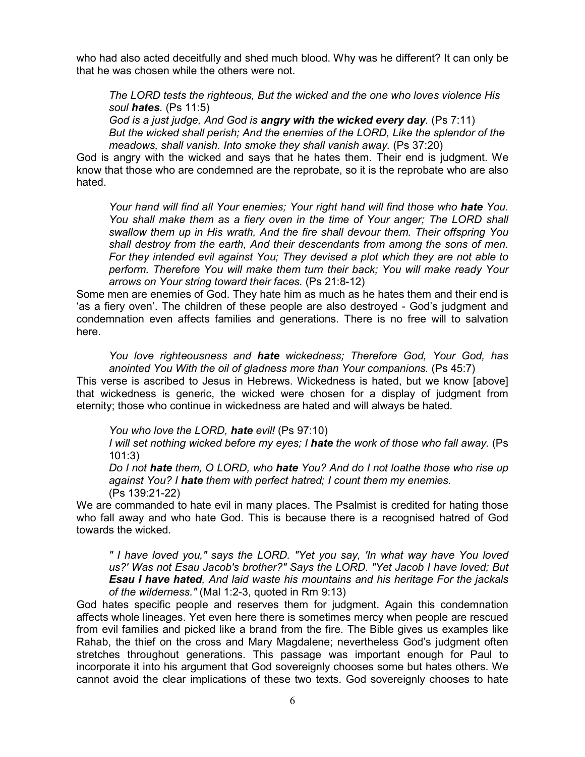who had also acted deceitfully and shed much blood. Why was he different? It can only be that he was chosen while the others were not.

> *The LORD tests the righteous, But the wicked and the one who loves violence His soul **hates**.* (Ps 11:5)
> *God is a just judge, And God is **angry with the wicked every day**.* (Ps 7:11)
> *But the wicked shall perish; And the enemies of the LORD, Like the splendor of the meadows, shall vanish. Into smoke they shall vanish away.* (Ps 37:20)

God is angry with the wicked and says that he hates them. Their end is judgment. We know that those who are condemned are the reprobate, so it is the reprobate who are also hated.

> *Your hand will find all Your enemies; Your right hand will find those who **hate** You. You shall make them as a fiery oven in the time of Your anger; The LORD shall swallow them up in His wrath, And the fire shall devour them. Their offspring You shall destroy from the earth, And their descendants from among the sons of men. For they intended evil against You; They devised a plot which they are not able to perform. Therefore You will make them turn their back; You will make ready Your arrows on Your string toward their faces.* (Ps 21:8-12)

Some men are enemies of God. They hate him as much as he hates them and their end is 'as a fiery oven'. The children of these people are also destroyed - God's judgment and condemnation even affects families and generations. There is no free will to salvation here.

> *You love righteousness and **hate** wickedness; Therefore God, Your God, has anointed You With the oil of gladness more than Your companions.* (Ps 45:7)

This verse is ascribed to Jesus in Hebrews. Wickedness is hated, but we know [above] that wickedness is generic, the wicked were chosen for a display of judgment from eternity; those who continue in wickedness are hated and will always be hated.

> *You who love the LORD, **hate** evil!* (Ps 97:10)
> *I will set nothing wicked before my eyes; I **hate** the work of those who fall away.* (Ps 101:3)
> *Do I not **hate** them, O LORD, who **hate** You? And do I not loathe those who rise up against You? I **hate** them with perfect hatred; I count them my enemies.* (Ps 139:21-22)

We are commanded to hate evil in many places. The Psalmist is credited for hating those who fall away and who hate God. This is because there is a recognised hatred of God towards the wicked.

> *" I have loved you," says the LORD. "Yet you say, 'In what way have You loved us?' Was not Esau Jacob's brother?" Says the LORD. "Yet Jacob I have loved; But **Esau I have hated**, And laid waste his mountains and his heritage For the jackals of the wilderness."* (Mal 1:2-3, quoted in Rm 9:13)

God hates specific people and reserves them for judgment. Again this condemnation affects whole lineages. Yet even here there is sometimes mercy when people are rescued from evil families and picked like a brand from the fire. The Bible gives us examples like Rahab, the thief on the cross and Mary Magdalene; nevertheless God's judgment often stretches throughout generations. This passage was important enough for Paul to incorporate it into his argument that God sovereignly chooses some but hates others. We cannot avoid the clear implications of these two texts. God sovereignly chooses to hate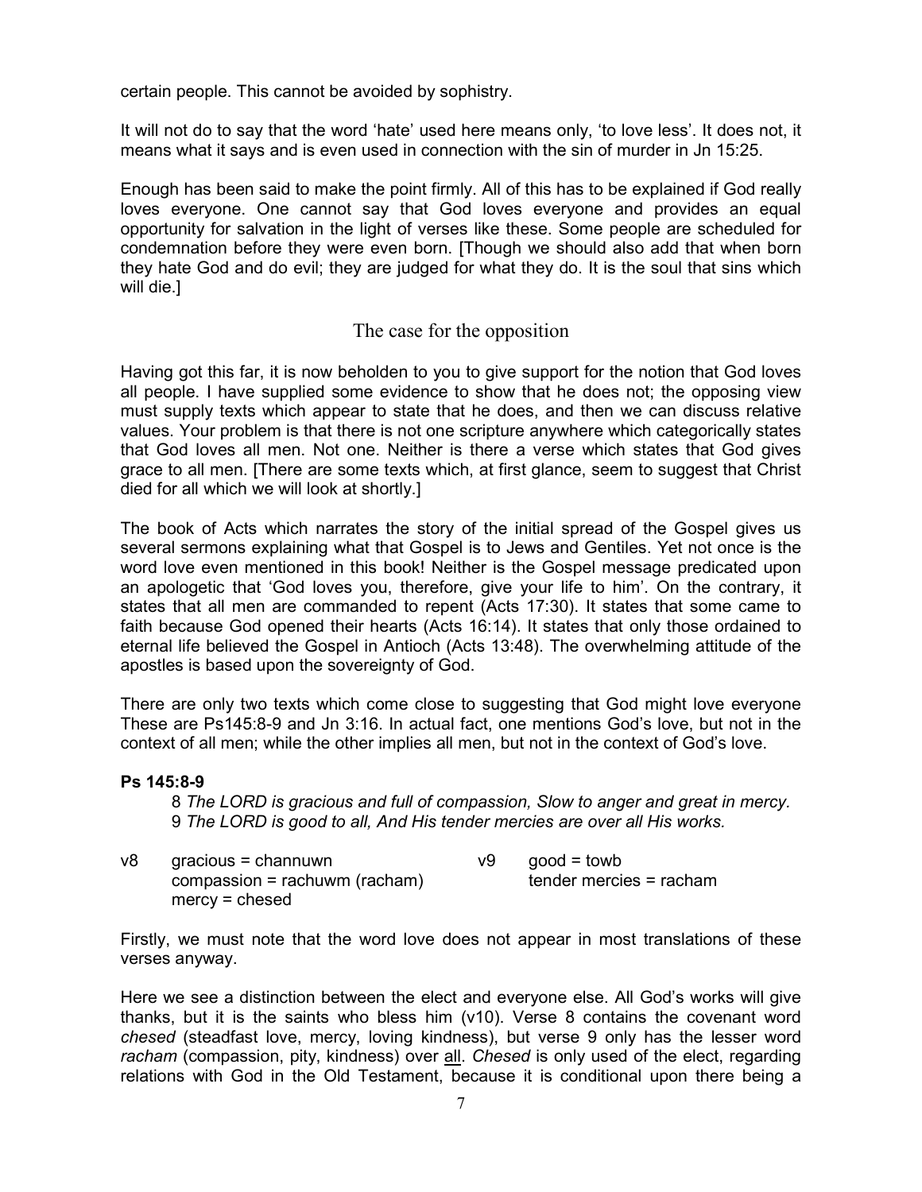certain people. This cannot be avoided by sophistry.

It will not do to say that the word 'hate' used here means only, 'to love less'. It does not, it means what it says and is even used in connection with the sin of murder in Jn 15:25.

Enough has been said to make the point firmly. All of this has to be explained if God really loves everyone. One cannot say that God loves everyone and provides an equal opportunity for salvation in the light of verses like these. Some people are scheduled for condemnation before they were even born. [Though we should also add that when born they hate God and do evil; they are judged for what they do. It is the soul that sins which will die.]

## The case for the opposition

Having got this far, it is now beholden to you to give support for the notion that God loves all people. I have supplied some evidence to show that he does not; the opposing view must supply texts which appear to state that he does, and then we can discuss relative values. Your problem is that there is not one scripture anywhere which categorically states that God loves all men. Not one. Neither is there a verse which states that God gives grace to all men. [There are some texts which, at first glance, seem to suggest that Christ died for all which we will look at shortly.]

The book of Acts which narrates the story of the initial spread of the Gospel gives us several sermons explaining what that Gospel is to Jews and Gentiles. Yet not once is the word love even mentioned in this book! Neither is the Gospel message predicated upon an apologetic that 'God loves you, therefore, give your life to him'. On the contrary, it states that all men are commanded to repent (Acts 17:30). It states that some came to faith because God opened their hearts (Acts 16:14). It states that only those ordained to eternal life believed the Gospel in Antioch (Acts 13:48). The overwhelming attitude of the apostles is based upon the sovereignty of God.

There are only two texts which come close to suggesting that God might love everyone These are Ps145:8-9 and Jn 3:16. In actual fact, one mentions God's love, but not in the context of all men; while the other implies all men, but not in the context of God's love.

**Ps 145:8-9**

> 8 *The LORD is gracious and full of compassion, Slow to anger and great in mercy.*
> 9 *The LORD is good to all, And His tender mercies are over all His works.*

| | | | |
|---|---|---|---|
| v8 | gracious = channuwn<br>compassion = rachuwm (racham)<br>mercy = chesed | v9 | good = towb<br>tender mercies = racham |

Firstly, we must note that the word love does not appear in most translations of these verses anyway.

Here we see a distinction between the elect and everyone else. All God's works will give thanks, but it is the saints who bless him (v10). Verse 8 contains the covenant word *chesed* (steadfast love, mercy, loving kindness), but verse 9 only has the lesser word *racham* (compassion, pity, kindness) over <u>all</u>. *Chesed* is only used of the elect, regarding relations with God in the Old Testament, because it is conditional upon there being a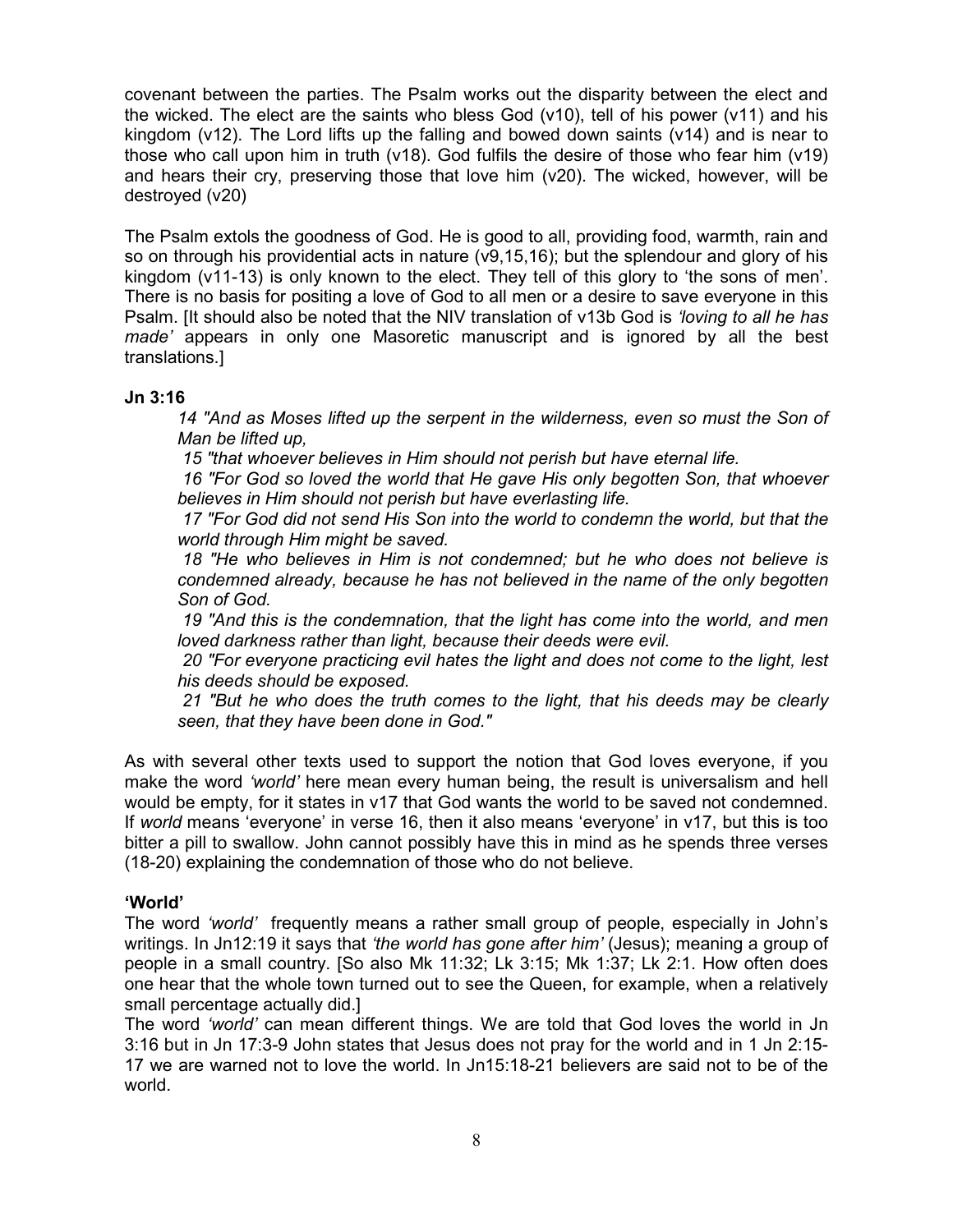covenant between the parties. The Psalm works out the disparity between the elect and the wicked. The elect are the saints who bless God (v10), tell of his power (v11) and his kingdom (v12). The Lord lifts up the falling and bowed down saints (v14) and is near to those who call upon him in truth (v18). God fulfils the desire of those who fear him (v19) and hears their cry, preserving those that love him (v20). The wicked, however, will be destroyed (v20)

The Psalm extols the goodness of God. He is good to all, providing food, warmth, rain and so on through his providential acts in nature (v9,15,16); but the splendour and glory of his kingdom (v11-13) is only known to the elect. They tell of this glory to 'the sons of men'. There is no basis for positing a love of God to all men or a desire to save everyone in this Psalm. [It should also be noted that the NIV translation of v13b God is *'loving to all he has made'* appears in only one Masoretic manuscript and is ignored by all the best translations.]

**Jn 3:16**

> *14 "And as Moses lifted up the serpent in the wilderness, even so must the Son of Man be lifted up,*
>
> *15 "that whoever believes in Him should not perish but have eternal life.*
>
> *16 "For God so loved the world that He gave His only begotten Son, that whoever believes in Him should not perish but have everlasting life.*
>
> *17 "For God did not send His Son into the world to condemn the world, but that the world through Him might be saved.*
>
> *18 "He who believes in Him is not condemned; but he who does not believe is condemned already, because he has not believed in the name of the only begotten Son of God.*
>
> *19 "And this is the condemnation, that the light has come into the world, and men loved darkness rather than light, because their deeds were evil.*
>
> *20 "For everyone practicing evil hates the light and does not come to the light, lest his deeds should be exposed.*
>
> *21 "But he who does the truth comes to the light, that his deeds may be clearly seen, that they have been done in God."*

As with several other texts used to support the notion that God loves everyone, if you make the word *'world'* here mean every human being, the result is universalism and hell would be empty, for it states in v17 that God wants the world to be saved not condemned. If *world* means 'everyone' in verse 16, then it also means 'everyone' in v17, but this is too bitter a pill to swallow. John cannot possibly have this in mind as he spends three verses (18-20) explaining the condemnation of those who do not believe.

**'World'**

The word *'world'* frequently means a rather small group of people, especially in John's writings. In Jn12:19 it says that *'the world has gone after him'* (Jesus); meaning a group of people in a small country. [So also Mk 11:32; Lk 3:15; Mk 1:37; Lk 2:1. How often does one hear that the whole town turned out to see the Queen, for example, when a relatively small percentage actually did.]

The word *'world'* can mean different things. We are told that God loves the world in Jn 3:16 but in Jn 17:3-9 John states that Jesus does not pray for the world and in 1 Jn 2:15-17 we are warned not to love the world. In Jn15:18-21 believers are said not to be of the world.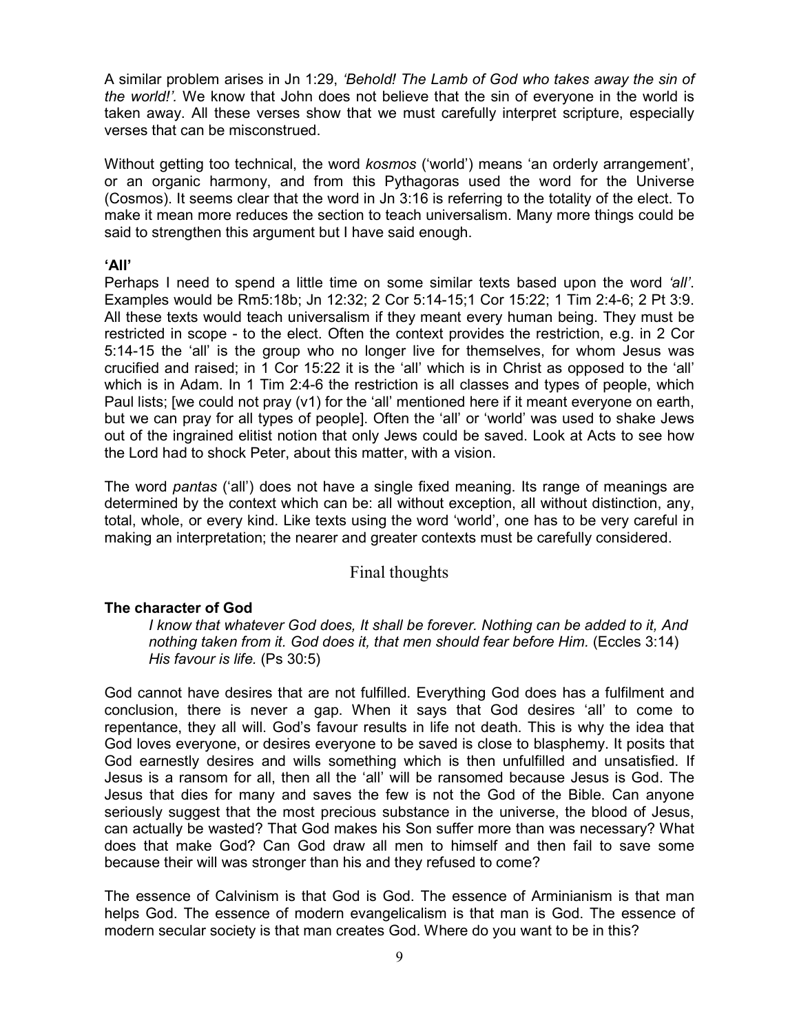A similar problem arises in Jn 1:29, *'Behold! The Lamb of God who takes away the sin of the world!'*. We know that John does not believe that the sin of everyone in the world is taken away. All these verses show that we must carefully interpret scripture, especially verses that can be misconstrued.

Without getting too technical, the word *kosmos* ('world') means 'an orderly arrangement', or an organic harmony, and from this Pythagoras used the word for the Universe (Cosmos). It seems clear that the word in Jn 3:16 is referring to the totality of the elect. To make it mean more reduces the section to teach universalism. Many more things could be said to strengthen this argument but I have said enough.

**'All'**

Perhaps I need to spend a little time on some similar texts based upon the word *'all'*. Examples would be Rm5:18b; Jn 12:32; 2 Cor 5:14-15;1 Cor 15:22; 1 Tim 2:4-6; 2 Pt 3:9. All these texts would teach universalism if they meant every human being. They must be restricted in scope - to the elect. Often the context provides the restriction, e.g. in 2 Cor 5:14-15 the 'all' is the group who no longer live for themselves, for whom Jesus was crucified and raised; in 1 Cor 15:22 it is the 'all' which is in Christ as opposed to the 'all' which is in Adam. In 1 Tim 2:4-6 the restriction is all classes and types of people, which Paul lists; [we could not pray (v1) for the 'all' mentioned here if it meant everyone on earth, but we can pray for all types of people]. Often the 'all' or 'world' was used to shake Jews out of the ingrained elitist notion that only Jews could be saved. Look at Acts to see how the Lord had to shock Peter, about this matter, with a vision.

The word *pantas* ('all') does not have a single fixed meaning. Its range of meanings are determined by the context which can be: all without exception, all without distinction, any, total, whole, or every kind. Like texts using the word 'world', one has to be very careful in making an interpretation; the nearer and greater contexts must be carefully considered.

## Final thoughts

**The character of God**

> *I know that whatever God does, It shall be forever. Nothing can be added to it, And nothing taken from it. God does it, that men should fear before Him.* (Eccles 3:14)
> *His favour is life.* (Ps 30:5)

God cannot have desires that are not fulfilled. Everything God does has a fulfilment and conclusion, there is never a gap. When it says that God desires 'all' to come to repentance, they all will. God's favour results in life not death. This is why the idea that God loves everyone, or desires everyone to be saved is close to blasphemy. It posits that God earnestly desires and wills something which is then unfulfilled and unsatisfied. If Jesus is a ransom for all, then all the 'all' will be ransomed because Jesus is God. The Jesus that dies for many and saves the few is not the God of the Bible. Can anyone seriously suggest that the most precious substance in the universe, the blood of Jesus, can actually be wasted? That God makes his Son suffer more than was necessary? What does that make God? Can God draw all men to himself and then fail to save some because their will was stronger than his and they refused to come?

The essence of Calvinism is that God is God. The essence of Arminianism is that man helps God. The essence of modern evangelicalism is that man is God. The essence of modern secular society is that man creates God. Where do you want to be in this?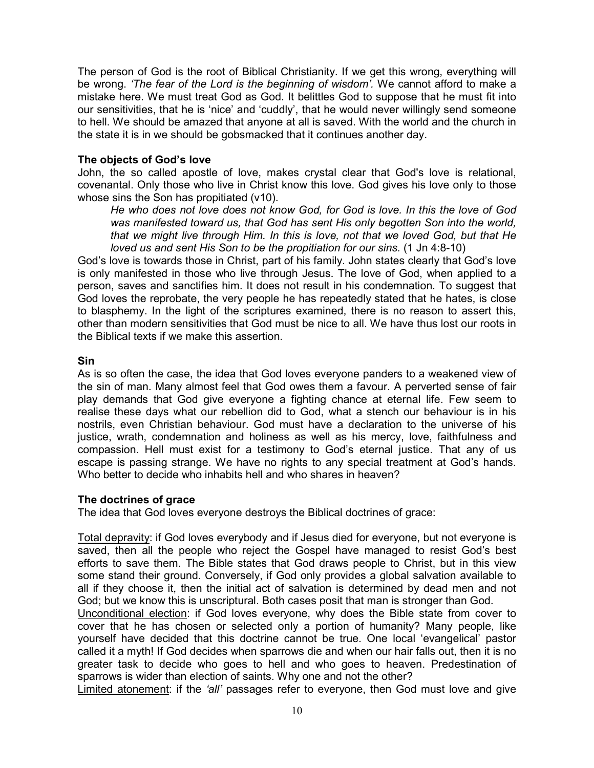The person of God is the root of Biblical Christianity. If we get this wrong, everything will be wrong. *'The fear of the Lord is the beginning of wisdom'.* We cannot afford to make a mistake here. We must treat God as God. It belittles God to suppose that he must fit into our sensitivities, that he is 'nice' and 'cuddly', that he would never willingly send someone to hell. We should be amazed that anyone at all is saved. With the world and the church in the state it is in we should be gobsmacked that it continues another day.

**The objects of God's love**

John, the so called apostle of love, makes crystal clear that God's love is relational, covenantal. Only those who live in Christ know this love. God gives his love only to those whose sins the Son has propitiated (v10).

> *He who does not love does not know God, for God is love. In this the love of God was manifested toward us, that God has sent His only begotten Son into the world, that we might live through Him. In this is love, not that we loved God, but that He loved us and sent His Son to be the propitiation for our sins.* (1 Jn 4:8-10)

God's love is towards those in Christ, part of his family. John states clearly that God's love is only manifested in those who live through Jesus. The love of God, when applied to a person, saves and sanctifies him. It does not result in his condemnation. To suggest that God loves the reprobate, the very people he has repeatedly stated that he hates, is close to blasphemy. In the light of the scriptures examined, there is no reason to assert this, other than modern sensitivities that God must be nice to all. We have thus lost our roots in the Biblical texts if we make this assertion.

**Sin**

As is so often the case, the idea that God loves everyone panders to a weakened view of the sin of man. Many almost feel that God owes them a favour. A perverted sense of fair play demands that God give everyone a fighting chance at eternal life. Few seem to realise these days what our rebellion did to God, what a stench our behaviour is in his nostrils, even Christian behaviour. God must have a declaration to the universe of his justice, wrath, condemnation and holiness as well as his mercy, love, faithfulness and compassion. Hell must exist for a testimony to God's eternal justice. That any of us escape is passing strange. We have no rights to any special treatment at God's hands. Who better to decide who inhabits hell and who shares in heaven?

**The doctrines of grace**

The idea that God loves everyone destroys the Biblical doctrines of grace:

Total depravity: if God loves everybody and if Jesus died for everyone, but not everyone is saved, then all the people who reject the Gospel have managed to resist God's best efforts to save them. The Bible states that God draws people to Christ, but in this view some stand their ground. Conversely, if God only provides a global salvation available to all if they choose it, then the initial act of salvation is determined by dead men and not God; but we know this is unscriptural. Both cases posit that man is stronger than God.

Unconditional election: if God loves everyone, why does the Bible state from cover to cover that he has chosen or selected only a portion of humanity? Many people, like yourself have decided that this doctrine cannot be true. One local 'evangelical' pastor called it a myth! If God decides when sparrows die and when our hair falls out, then it is no greater task to decide who goes to hell and who goes to heaven. Predestination of sparrows is wider than election of saints. Why one and not the other?

Limited atonement: if the *'all'* passages refer to everyone, then God must love and give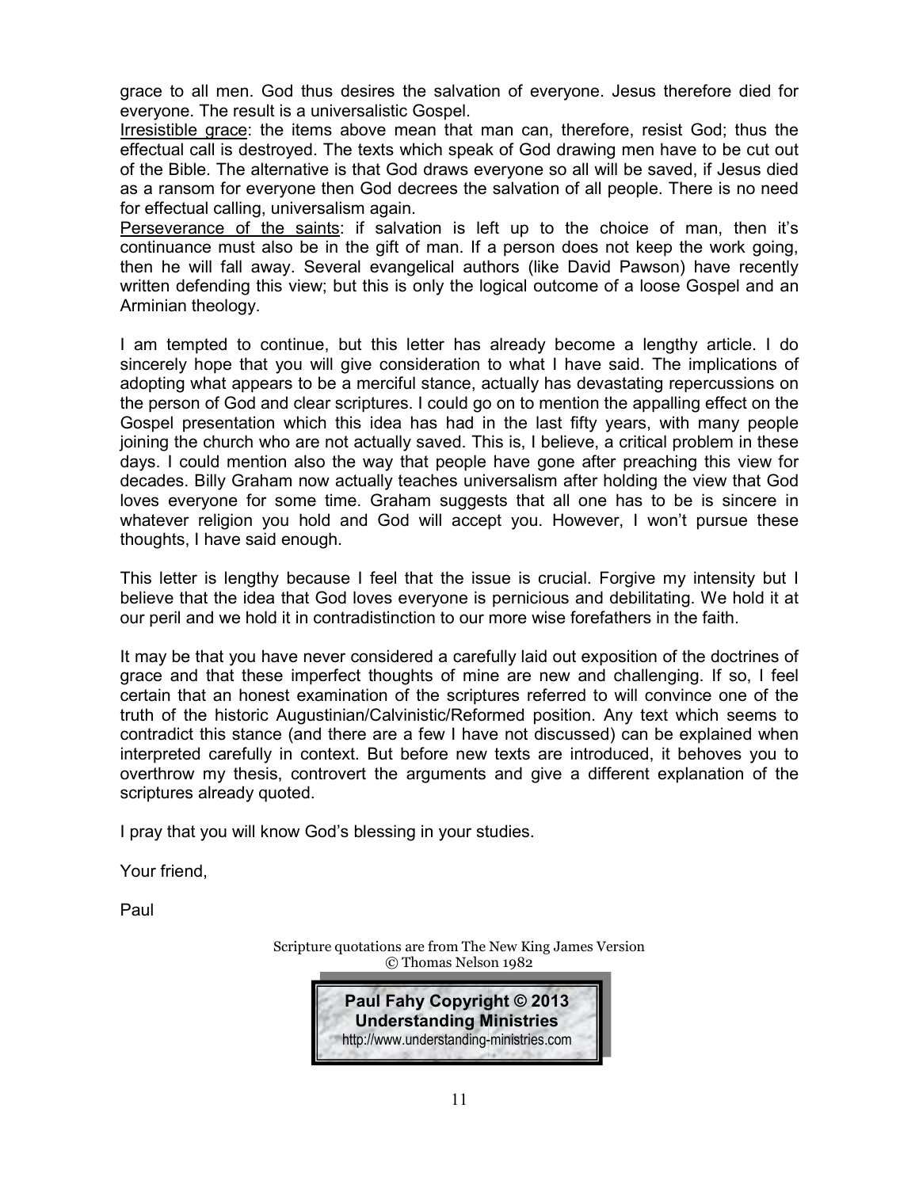grace to all men. God thus desires the salvation of everyone. Jesus therefore died for everyone. The result is a universalistic Gospel.

Irresistible grace: the items above mean that man can, therefore, resist God; thus the effectual call is destroyed. The texts which speak of God drawing men have to be cut out of the Bible. The alternative is that God draws everyone so all will be saved, if Jesus died as a ransom for everyone then God decrees the salvation of all people. There is no need for effectual calling, universalism again.

Perseverance of the saints: if salvation is left up to the choice of man, then it's continuance must also be in the gift of man. If a person does not keep the work going, then he will fall away. Several evangelical authors (like David Pawson) have recently written defending this view; but this is only the logical outcome of a loose Gospel and an Arminian theology.

I am tempted to continue, but this letter has already become a lengthy article. I do sincerely hope that you will give consideration to what I have said. The implications of adopting what appears to be a merciful stance, actually has devastating repercussions on the person of God and clear scriptures. I could go on to mention the appalling effect on the Gospel presentation which this idea has had in the last fifty years, with many people joining the church who are not actually saved. This is, I believe, a critical problem in these days. I could mention also the way that people have gone after preaching this view for decades. Billy Graham now actually teaches universalism after holding the view that God loves everyone for some time. Graham suggests that all one has to be is sincere in whatever religion you hold and God will accept you. However, I won't pursue these thoughts, I have said enough.

This letter is lengthy because I feel that the issue is crucial. Forgive my intensity but I believe that the idea that God loves everyone is pernicious and debilitating. We hold it at our peril and we hold it in contradistinction to our more wise forefathers in the faith.

It may be that you have never considered a carefully laid out exposition of the doctrines of grace and that these imperfect thoughts of mine are new and challenging. If so, I feel certain that an honest examination of the scriptures referred to will convince one of the truth of the historic Augustinian/Calvinistic/Reformed position. Any text which seems to contradict this stance (and there are a few I have not discussed) can be explained when interpreted carefully in context. But before new texts are introduced, it behoves you to overthrow my thesis, controvert the arguments and give a different explanation of the scriptures already quoted.

I pray that you will know God's blessing in your studies.

Your friend,

Paul

Scripture quotations are from The New King James Version
© Thomas Nelson 1982

**Paul Fahy Copyright © 2013**
**Understanding Ministries**
http://www.understanding-ministries.com